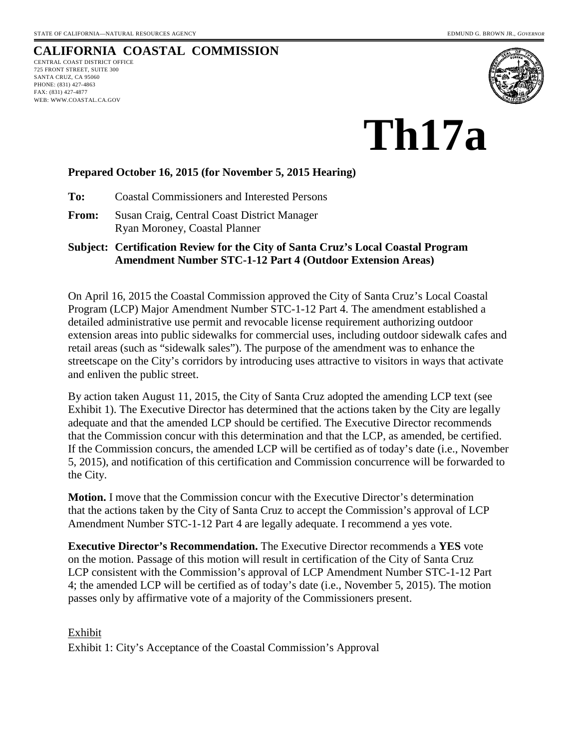STATE OF CALIFORNIA—NATURAL RESOURCES AGENCY EDMUND G. BROWN JR., *GOVERNOR*

# CALIFORNIA COASTAL COMMISSION

CENTRAL COAST DISTRICT OFFICE
725 FRONT STREET, SUITE 300
SANTA CRUZ, CA 95060
PHONE: (831) 427-4863
FAX: (831) 427-4877
WEB: WWW.COASTAL.CA.GOV

# Th17a

**Prepared October 16, 2015 (for November 5, 2015 Hearing)**

**To:** Coastal Commissioners and Interested Persons

**From:** Susan Craig, Central Coast District Manager
Ryan Moroney, Coastal Planner

**Subject: Certification Review for the City of Santa Cruz's Local Coastal Program Amendment Number STC-1-12 Part 4 (Outdoor Extension Areas)**

On April 16, 2015 the Coastal Commission approved the City of Santa Cruz's Local Coastal Program (LCP) Major Amendment Number STC-1-12 Part 4. The amendment established a detailed administrative use permit and revocable license requirement authorizing outdoor extension areas into public sidewalks for commercial uses, including outdoor sidewalk cafes and retail areas (such as "sidewalk sales"). The purpose of the amendment was to enhance the streetscape on the City's corridors by introducing uses attractive to visitors in ways that activate and enliven the public street.

By action taken August 11, 2015, the City of Santa Cruz adopted the amending LCP text (see Exhibit 1). The Executive Director has determined that the actions taken by the City are legally adequate and that the amended LCP should be certified. The Executive Director recommends that the Commission concur with this determination and that the LCP, as amended, be certified. If the Commission concurs, the amended LCP will be certified as of today's date (i.e., November 5, 2015), and notification of this certification and Commission concurrence will be forwarded to the City.

**Motion.** I move that the Commission concur with the Executive Director's determination that the actions taken by the City of Santa Cruz to accept the Commission's approval of LCP Amendment Number STC-1-12 Part 4 are legally adequate. I recommend a yes vote.

**Executive Director's Recommendation.** The Executive Director recommends a **YES** vote on the motion. Passage of this motion will result in certification of the City of Santa Cruz LCP consistent with the Commission's approval of LCP Amendment Number STC-1-12 Part 4; the amended LCP will be certified as of today's date (i.e., November 5, 2015). The motion passes only by affirmative vote of a majority of the Commissioners present.

Exhibit

Exhibit 1: City's Acceptance of the Coastal Commission's Approval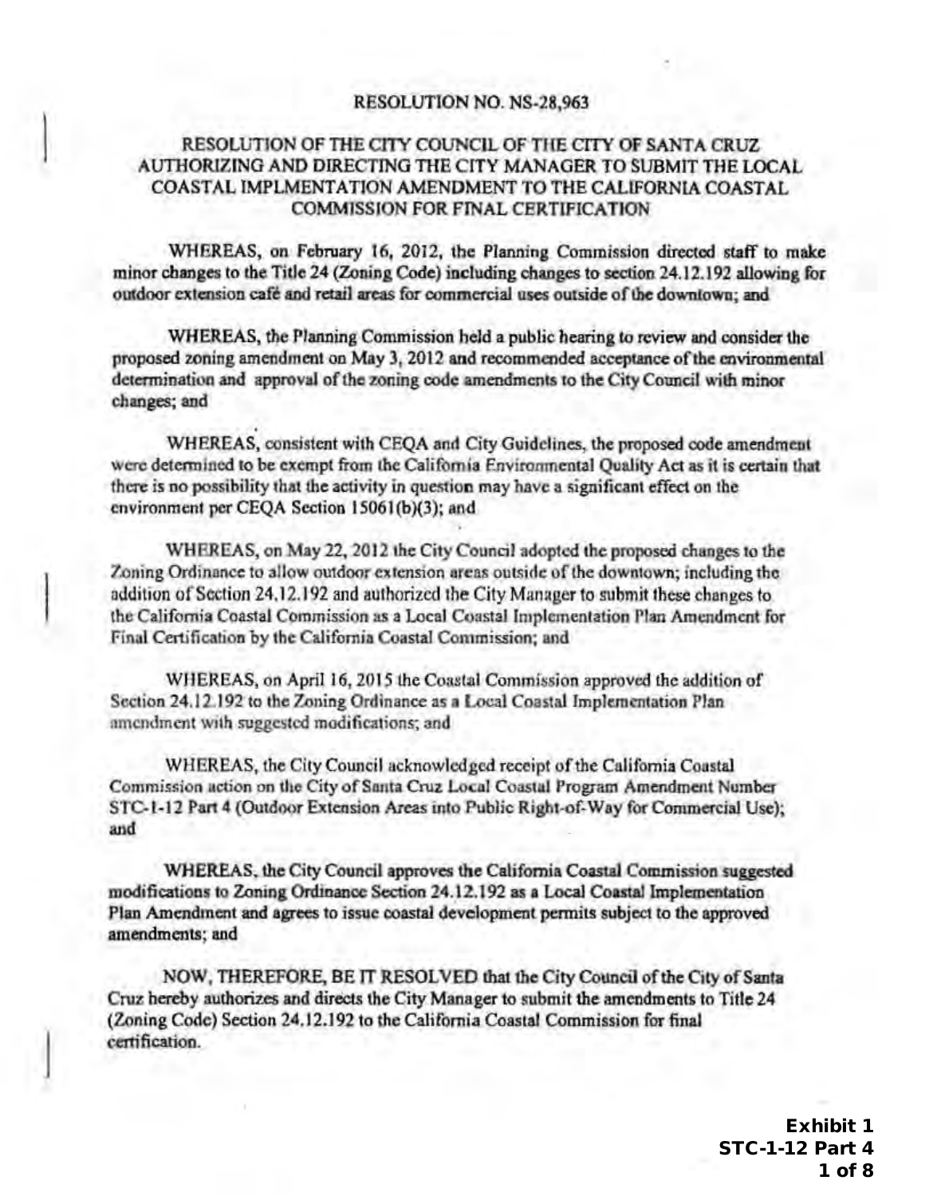RESOLUTION NO. NS-28,963

RESOLUTION OF THE CITY COUNCIL OF THE CITY OF SANTA CRUZ AUTHORIZING AND DIRECTING THE CITY MANAGER TO SUBMIT THE LOCAL COASTAL IMPLMENTATION AMENDMENT TO THE CALIFORNIA COASTAL COMMISSION FOR FINAL CERTIFICATION

WHEREAS, on February 16, 2012, the Planning Commission directed staff to make minor changes to the Title 24 (Zoning Code) including changes to section 24.12.192 allowing for outdoor extension café and retail areas for commercial uses outside of the downtown; and

WHEREAS, the Planning Commission held a public hearing to review and consider the proposed zoning amendment on May 3, 2012 and recommended acceptance of the environmental determination and approval of the zoning code amendments to the City Council with minor changes; and

WHEREAS, consistent with CEQA and City Guidelines, the proposed code amendment were determined to be exempt from the California Environmental Quality Act as it is certain that there is no possibility that the activity in question may have a significant effect on the environment per CEQA Section 15061(b)(3); and

WHEREAS, on May 22, 2012 the City Council adopted the proposed changes to the Zoning Ordinance to allow outdoor extension areas outside of the downtown; including the addition of Section 24.12.192 and authorized the City Manager to submit these changes to the California Coastal Commission as a Local Coastal Implementation Plan Amendment for Final Certification by the California Coastal Commission; and

WHEREAS, on April 16, 2015 the Coastal Commission approved the addition of Section 24.12.192 to the Zoning Ordinance as a Local Coastal Implementation Plan amendment with suggested modifications; and

WHEREAS, the City Council acknowledged receipt of the California Coastal Commission action on the City of Santa Cruz Local Coastal Program Amendment Number STC-1-12 Part 4 (Outdoor Extension Areas into Public Right-of-Way for Commercial Use); and

WHEREAS, the City Council approves the California Coastal Commission suggested modifications to Zoning Ordinance Section 24.12.192 as a Local Coastal Implementation Plan Amendment and agrees to issue coastal development permits subject to the approved amendments; and

NOW, THEREFORE, BE IT RESOLVED that the City Council of the City of Santa Cruz hereby authorizes and directs the City Manager to submit the amendments to Title 24 (Zoning Code) Section 24.12.192 to the California Coastal Commission for final certification.

**Exhibit 1**
**STC-1-12 Part 4**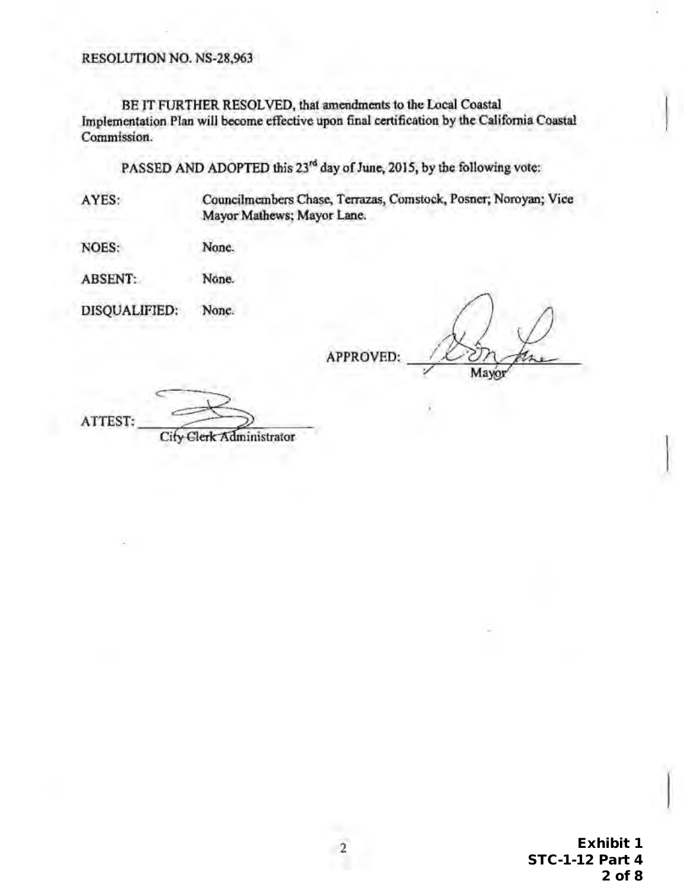RESOLUTION NO. NS-28,963

BE IT FURTHER RESOLVED, that amendments to the Local Coastal Implementation Plan will become effective upon final certification by the California Coastal Commission.

PASSED AND ADOPTED this 23[rd] day of June, 2015, by the following vote:

AYES: Councilmembers Chase, Terrazas, Comstock, Posner; Noroyan; Vice Mayor Mathews; Mayor Lane.

NOES: None.

ABSENT: None.

DISQUALIFIED: None.

APPROVED: ______________________
Mayor

ATTEST: ______________________
City Clerk Administrator

Exhibit 1
STC-1-12 Part 4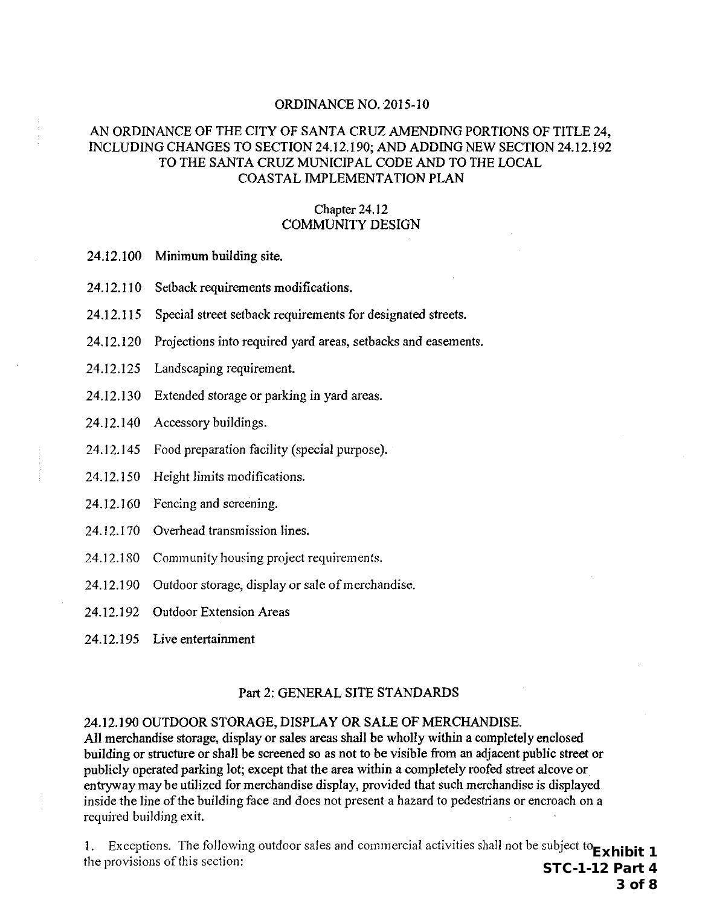ORDINANCE NO. 2015-10

AN ORDINANCE OF THE CITY OF SANTA CRUZ AMENDING PORTIONS OF TITLE 24, INCLUDING CHANGES TO SECTION 24.12.190; AND ADDING NEW SECTION 24.12.192 TO THE SANTA CRUZ MUNICIPAL CODE AND TO THE LOCAL COASTAL IMPLEMENTATION PLAN

## Chapter 24.12
## COMMUNITY DESIGN

24.12.100 Minimum building site.

24.12.110 Setback requirements modifications.

24.12.115 Special street setback requirements for designated streets.

24.12.120 Projections into required yard areas, setbacks and easements.

24.12.125 Landscaping requirement.

24.12.130 Extended storage or parking in yard areas.

24.12.140 Accessory buildings.

24.12.145 Food preparation facility (special purpose).

24.12.150 Height limits modifications.

24.12.160 Fencing and screening.

24.12.170 Overhead transmission lines.

24.12.180 Community housing project requirements.

24.12.190 Outdoor storage, display or sale of merchandise.

24.12.192 Outdoor Extension Areas

24.12.195 Live entertainment

### Part 2: GENERAL SITE STANDARDS

24.12.190 OUTDOOR STORAGE, DISPLAY OR SALE OF MERCHANDISE.
All merchandise storage, display or sales areas shall be wholly within a completely enclosed building or structure or shall be screened so as not to be visible from an adjacent public street or publicly operated parking lot; except that the area within a completely roofed street alcove or entryway may be utilized for merchandise display, provided that such merchandise is displayed inside the line of the building face and does not present a hazard to pedestrians or encroach on a required building exit.

1. Exceptions. The following outdoor sales and commercial activities shall not be subject to the provisions of this section:

**Exhibit 1**
**STC-1-12 Part 4**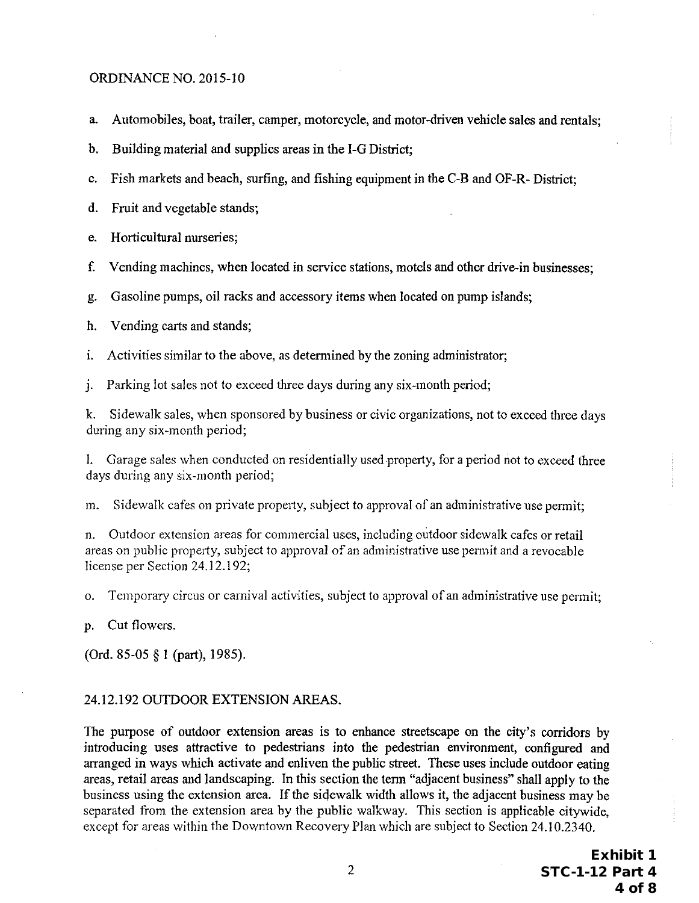ORDINANCE NO. 2015-10

a. Automobiles, boat, trailer, camper, motorcycle, and motor-driven vehicle sales and rentals;

b. Building material and supplies areas in the I-G District;

c. Fish markets and beach, surfing, and fishing equipment in the C-B and OF-R- District;

d. Fruit and vegetable stands;

e. Horticultural nurseries;

f. Vending machines, when located in service stations, motels and other drive-in businesses;

g. Gasoline pumps, oil racks and accessory items when located on pump islands;

h. Vending carts and stands;

i. Activities similar to the above, as determined by the zoning administrator;

j. Parking lot sales not to exceed three days during any six-month period;

k. Sidewalk sales, when sponsored by business or civic organizations, not to exceed three days during any six-month period;

l. Garage sales when conducted on residentially used property, for a period not to exceed three days during any six-month period;

m. Sidewalk cafes on private property, subject to approval of an administrative use permit;

n. Outdoor extension areas for commercial uses, including outdoor sidewalk cafes or retail areas on public property, subject to approval of an administrative use permit and a revocable license per Section 24.12.192;

o. Temporary circus or carnival activities, subject to approval of an administrative use permit;

p. Cut flowers.

(Ord. 85-05 § 1 (part), 1985).

## 24.12.192 OUTDOOR EXTENSION AREAS.

The purpose of outdoor extension areas is to enhance streetscape on the city's corridors by introducing uses attractive to pedestrians into the pedestrian environment, configured and arranged in ways which activate and enliven the public street. These uses include outdoor eating areas, retail areas and landscaping. In this section the term "adjacent business" shall apply to the business using the extension area. If the sidewalk width allows it, the adjacent business may be separated from the extension area by the public walkway. This section is applicable citywide, except for areas within the Downtown Recovery Plan which are subject to Section 24.10.2340.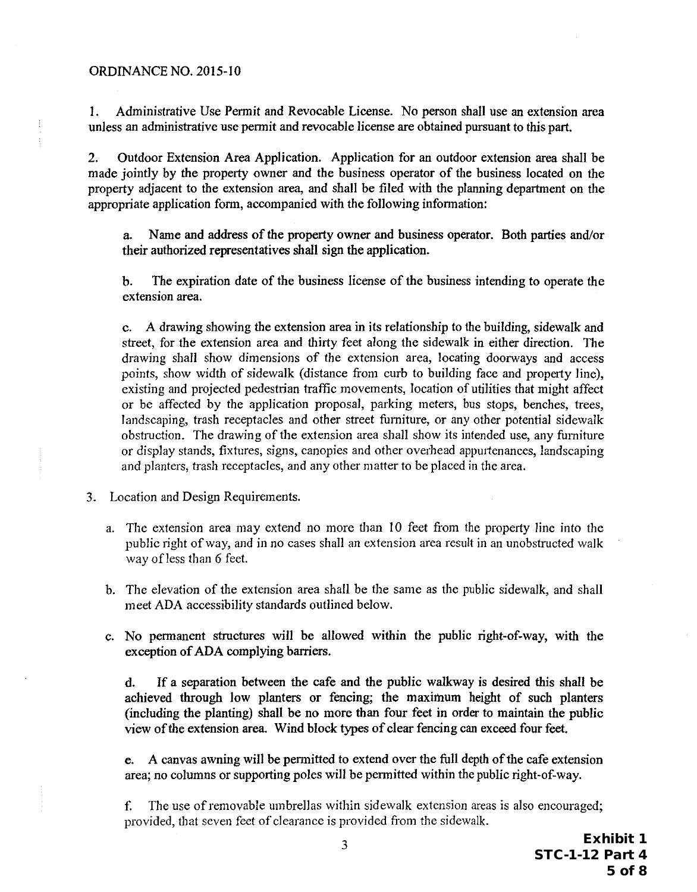ORDINANCE NO. 2015-10

1. Administrative Use Permit and Revocable License. No person shall use an extension area unless an administrative use permit and revocable license are obtained pursuant to this part.

2. Outdoor Extension Area Application. Application for an outdoor extension area shall be made jointly by the property owner and the business operator of the business located on the property adjacent to the extension area, and shall be filed with the planning department on the appropriate application form, accompanied with the following information:

   a. Name and address of the property owner and business operator. Both parties and/or their authorized representatives shall sign the application.

   b. The expiration date of the business license of the business intending to operate the extension area.

   c. A drawing showing the extension area in its relationship to the building, sidewalk and street, for the extension area and thirty feet along the sidewalk in either direction. The drawing shall show dimensions of the extension area, locating doorways and access points, show width of sidewalk (distance from curb to building face and property line), existing and projected pedestrian traffic movements, location of utilities that might affect or be affected by the application proposal, parking meters, bus stops, benches, trees, landscaping, trash receptacles and other street furniture, or any other potential sidewalk obstruction. The drawing of the extension area shall show its intended use, any furniture or display stands, fixtures, signs, canopies and other overhead appurtenances, landscaping and planters, trash receptacles, and any other matter to be placed in the area.

3. Location and Design Requirements.

   a. The extension area may extend no more than 10 feet from the property line into the public right of way, and in no cases shall an extension area result in an unobstructed walk way of less than 6 feet.

   b. The elevation of the extension area shall be the same as the public sidewalk, and shall meet ADA accessibility standards outlined below.

   c. No permanent structures will be allowed within the public right-of-way, with the exception of ADA complying barriers.

   d. If a separation between the cafe and the public walkway is desired this shall be achieved through low planters or fencing; the maximum height of such planters (including the planting) shall be no more than four feet in order to maintain the public view of the extension area. Wind block types of clear fencing can exceed four feet.

   e. A canvas awning will be permitted to extend over the full depth of the cafe extension area; no columns or supporting poles will be permitted within the public right-of-way.

   f. The use of removable umbrellas within sidewalk extension areas is also encouraged; provided, that seven feet of clearance is provided from the sidewalk.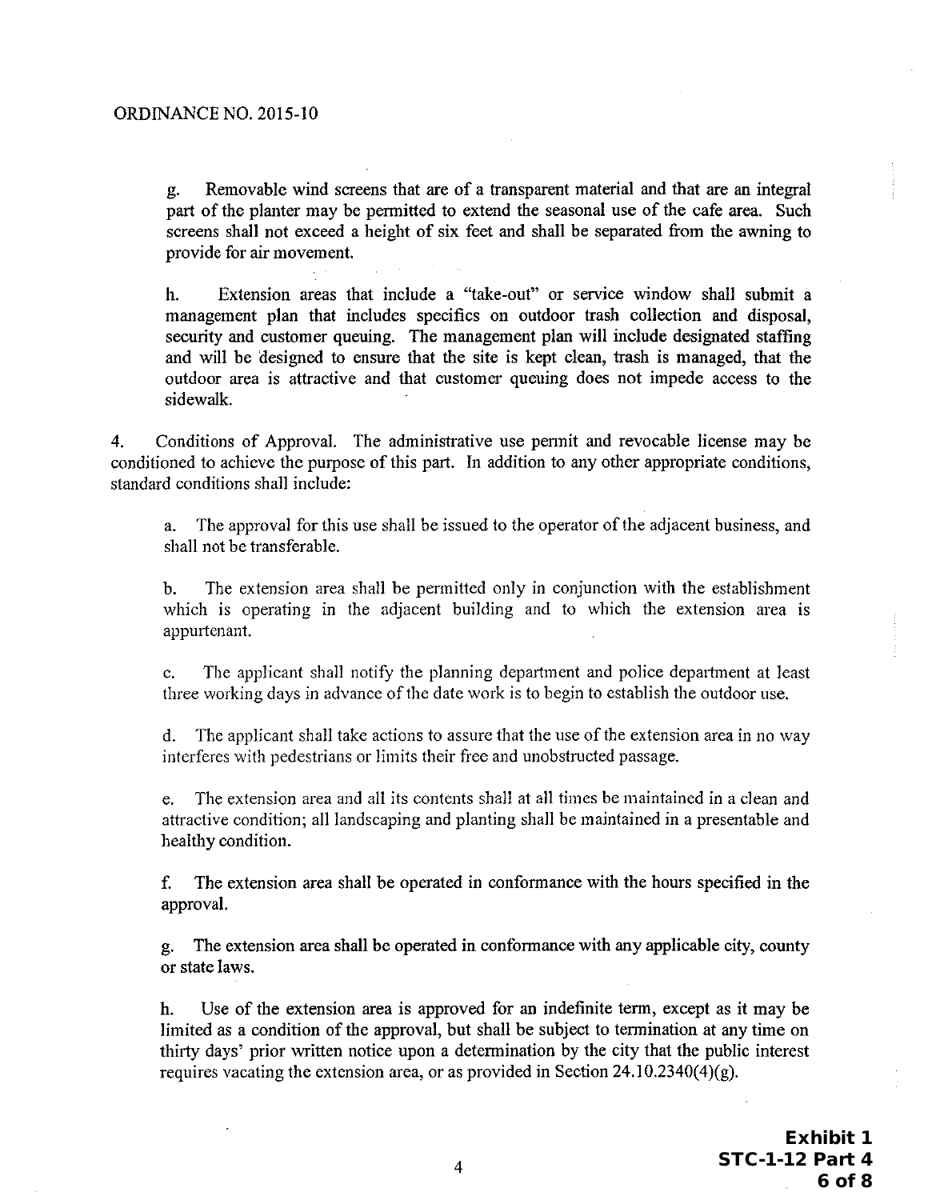g. Removable wind screens that are of a transparent material and that are an integral part of the planter may be permitted to extend the seasonal use of the cafe area. Such screens shall not exceed a height of six feet and shall be separated from the awning to provide for air movement.

h. Extension areas that include a "take-out" or service window shall submit a management plan that includes specifics on outdoor trash collection and disposal, security and customer queuing. The management plan will include designated staffing and will be designed to ensure that the site is kept clean, trash is managed, that the outdoor area is attractive and that customer queuing does not impede access to the sidewalk.

4. Conditions of Approval. The administrative use permit and revocable license may be conditioned to achieve the purpose of this part. In addition to any other appropriate conditions, standard conditions shall include:

a. The approval for this use shall be issued to the operator of the adjacent business, and shall not be transferable.

b. The extension area shall be permitted only in conjunction with the establishment which is operating in the adjacent building and to which the extension area is appurtenant.

c. The applicant shall notify the planning department and police department at least three working days in advance of the date work is to begin to establish the outdoor use.

d. The applicant shall take actions to assure that the use of the extension area in no way interferes with pedestrians or limits their free and unobstructed passage.

e. The extension area and all its contents shall at all times be maintained in a clean and attractive condition; all landscaping and planting shall be maintained in a presentable and healthy condition.

f. The extension area shall be operated in conformance with the hours specified in the approval.

g. The extension area shall be operated in conformance with any applicable city, county or state laws.

h. Use of the extension area is approved for an indefinite term, except as it may be limited as a condition of the approval, but shall be subject to termination at any time on thirty days' prior written notice upon a determination by the city that the public interest requires vacating the extension area, or as provided in Section 24.10.2340(4)(g).

**Exhibit 1**
**STC-1-12 Part 4**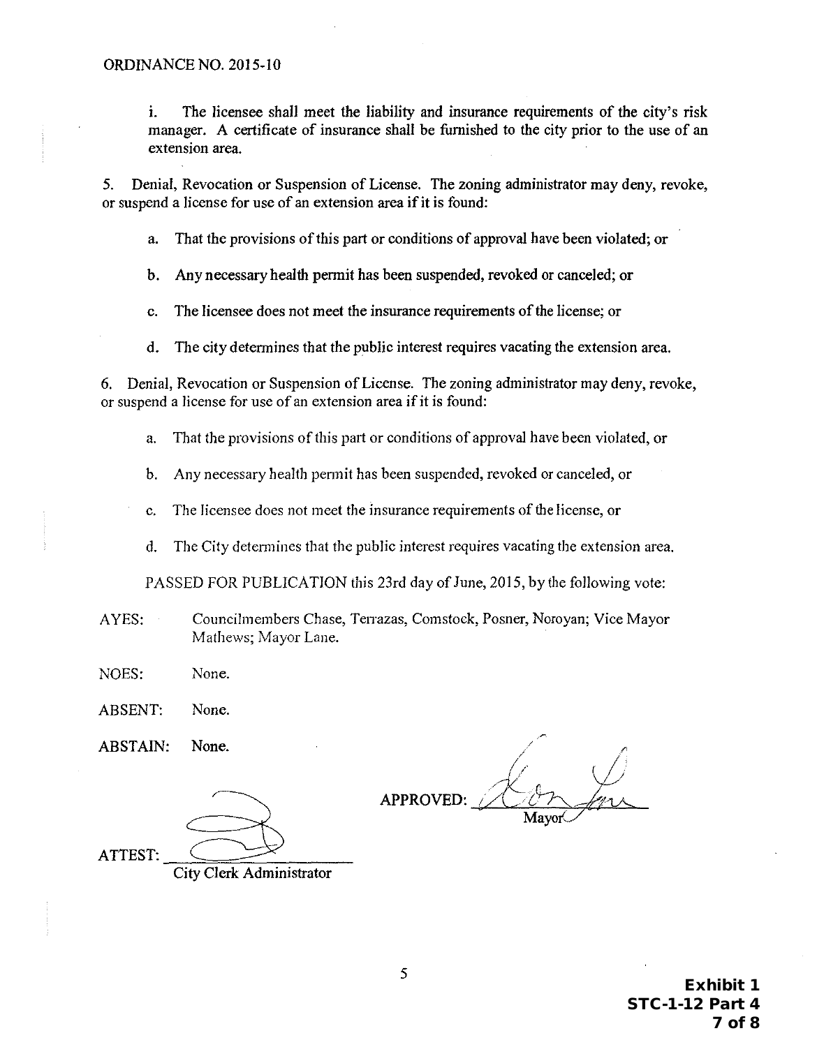ORDINANCE NO. 2015-10

i. The licensee shall meet the liability and insurance requirements of the city's risk manager. A certificate of insurance shall be furnished to the city prior to the use of an extension area.

5. Denial, Revocation or Suspension of License. The zoning administrator may deny, revoke, or suspend a license for use of an extension area if it is found:

   a. That the provisions of this part or conditions of approval have been violated; or

   b. Any necessary health permit has been suspended, revoked or canceled; or

   c. The licensee does not meet the insurance requirements of the license; or

   d. The city determines that the public interest requires vacating the extension area.

6. Denial, Revocation or Suspension of License. The zoning administrator may deny, revoke, or suspend a license for use of an extension area if it is found:

   a. That the provisions of this part or conditions of approval have been violated, or

   b. Any necessary health permit has been suspended, revoked or canceled, or

   c. The licensee does not meet the insurance requirements of the license, or

   d. The City determines that the public interest requires vacating the extension area.

PASSED FOR PUBLICATION this 23rd day of June, 2015, by the following vote:

AYES: Councilmembers Chase, Terrazas, Comstock, Posner, Noroyan; Vice Mayor Mathews; Mayor Lane.

NOES: None.

ABSENT: None.

ABSTAIN: None.

APPROVED: ____________________
Mayor

ATTEST: ____________________
City Clerk Administrator

**Exhibit 1**
**STC-1-12 Part 4**
**7 of 8**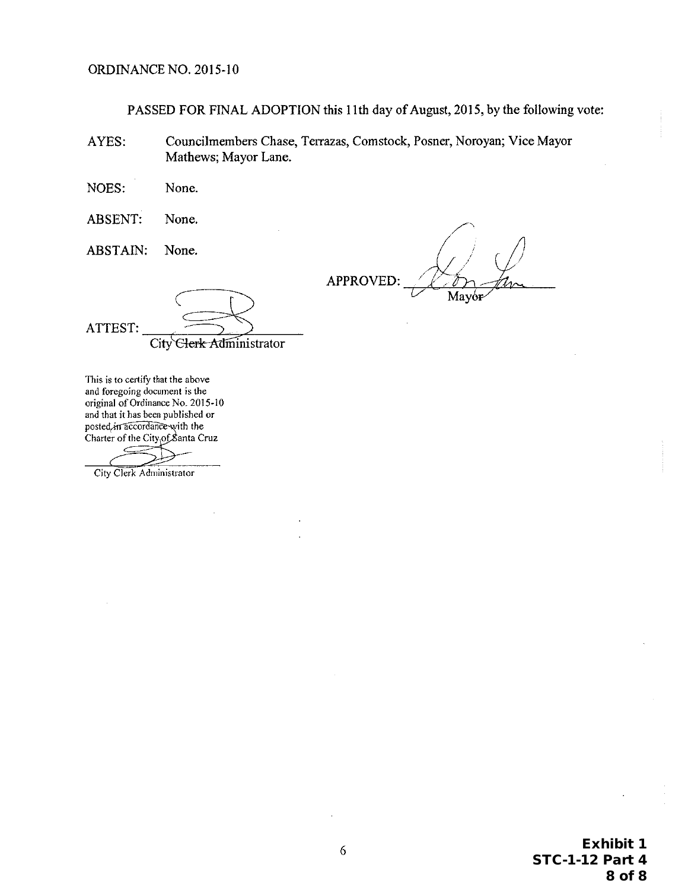ORDINANCE NO. 2015-10

PASSED FOR FINAL ADOPTION this 11th day of August, 2015, by the following vote:

AYES: Councilmembers Chase, Terrazas, Comstock, Posner, Noroyan; Vice Mayor Mathews; Mayor Lane.

NOES: None.

ABSENT: None.

ABSTAIN: None.

APPROVED: ______________________
Mayor

ATTEST: ______________________
City ~~Clerk~~ Administrator

This is to certify that the above and foregoing document is the original of Ordinance No. 2015-10 and that it has been published or posted in accordance with the Charter of the City of Santa Cruz

______________________
City Clerk Administrator

Exhibit 1
STC-1-12 Part 4